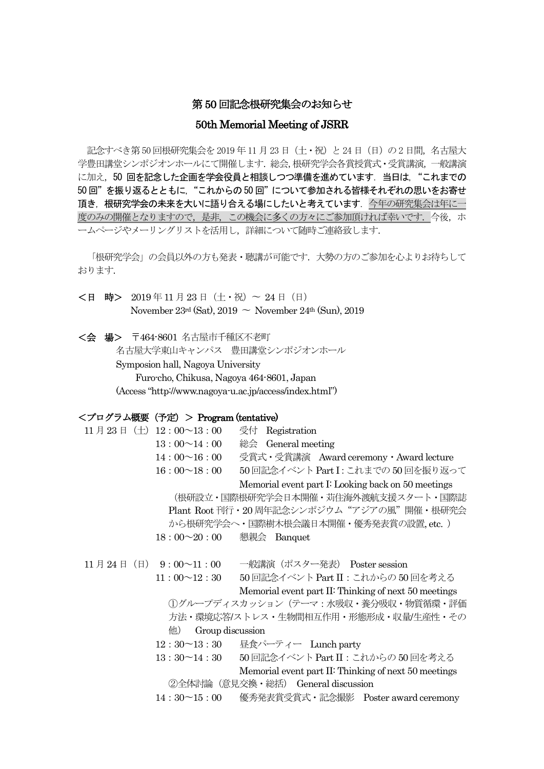# 第 50 回記念根研究集会のお知らせ

## 50th Memorial Meeting of JSRR

記念すべき第 50 回根研究集会を 2019 年 11 月 23 日（土・祝）と 24 日（日）の 2 日間，名古屋大学豊田講堂シンポジオンホールにて開催します．総会, 根研究学会各賞授賞式・受賞講演，一般講演に加え，**50 回を記念した企画を学会役員と相談しつつ準備を進めています．当日は，"これまでの 50 回"を振り返るとともに，"これからの 50 回"について参加される皆様それぞれの思いをお寄せ頂き，根研究学会の未来を大いに語り合える場にしたいと考えています．** 今年の研究集会は年に一度のみの開催となりますので，是非，この機会に多くの方々にご参加頂ければ幸いです．今後，ホームページやメーリングリストを活用し，詳細について随時ご連絡致します．

「根研究学会」の会員以外の方も発表・聴講が可能です．大勢の方のご参加を心よりお待ちしております．

**＜日　時＞** 2019 年 11 月 23 日（土・祝）～ 24 日（日）
November 23rd (Sat), 2019 ～ November 24th (Sun), 2019

**＜会　場＞** 〒464-8601 名古屋市千種区不老町
名古屋大学東山キャンパス　豊田講堂シンポジオンホール
Symposion hall, Nagoya University
Furo-cho, Chikusa, Nagoya 464-8601, Japan
(Access "http://www.nagoya-u.ac.jp/access/index.html")

**＜プログラム概要（予定）＞ Program (tentative)**

11 月 23 日（土）
- 12：00～13：00　受付　Registration
- 13：00～14：00　総会　General meeting
- 14：00～16：00　受賞式・受賞講演　Award ceremony・Award lecture
- 16：00～18：00　50 回記念イベント Part I：これまでの 50 回を振り返って
  Memorial event part I: Looking back on 50 meetings
  （根研設立・国際根研究学会日本開催・苅住海外渡航支援スタート・国際誌 Plant Root 刊行・20 周年記念シンポジウム"アジアの風"開催・根研究会から根研究学会へ・国際樹木根会議日本開催・優秀発表賞の設置, etc. ）
- 18：00～20：00　懇親会　Banquet

11 月 24 日（日）
- 9：00～11：00　一般講演（ポスター発表）　Poster session
- 11：00～12：30　50 回記念イベント Part II：これからの 50 回を考える
  Memorial event part II: Thinking of next 50 meetings
  ①グループディスカッション（テーマ：水吸収・養分吸収・物質循環・評価方法・環境応答/ストレス・生物間相互作用・形態形成・収量/生産性・その他）　Group discussion
- 12：30～13：30　昼食パーティー　Lunch party
- 13：30～14：30　50 回記念イベント Part II：これからの 50 回を考える
  Memorial event part II: Thinking of next 50 meetings
  ②全体討論（意見交換・総括）　General discussion
- 14：30～15：00　優秀発表賞受賞式・記念撮影　Poster award ceremony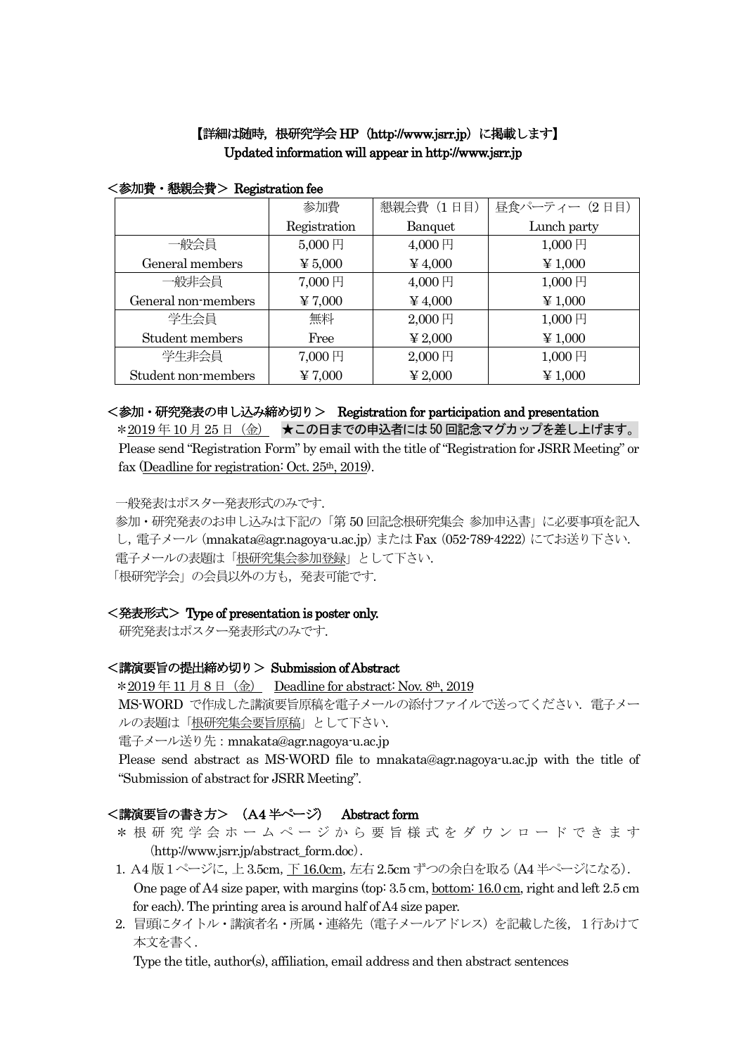**【詳細は随時，根研究学会 HP（http://www.jsrr.jp）に掲載します】**
**Updated information will appear in http://www.jsrr.jp**

**＜参加費・懇親会費＞ Registration fee**

| | 参加費 Registration | 懇親会費（1 日目）Banquet | 昼食パーティー（2 日目）Lunch party |
|---|---|---|---|
| 一般会員 General members | 5,000 円 ￥5,000 | 4,000 円 ￥4,000 | 1,000 円 ￥1,000 |
| 一般非会員 General non-members | 7,000 円 ￥7,000 | 4,000 円 ￥4,000 | 1,000 円 ￥1,000 |
| 学生会員 Student members | 無料 Free | 2,000 円 ￥2,000 | 1,000 円 ￥1,000 |
| 学生非会員 Student non-members | 7,000 円 ￥7,000 | 2,000 円 ￥2,000 | 1,000 円 ￥1,000 |

**＜参加・研究発表の申し込み締め切り＞ Registration for participation and presentation**

＊2019 年 10 月 25 日（金） **★この日までの申込者には 50 回記念マグカップを差し上げます。**

Please send "Registration Form" by email with the title of "Registration for JSRR Meeting" or fax (Deadline for registration: Oct. 25th, 2019).

一般発表はポスター発表形式のみです.

参加・研究発表のお申し込みは下記の「第 50 回記念根研究集会 参加申込書」に必要事項を記入し，電子メール (mnakata@agr.nagoya-u.ac.jp) または Fax (052-789-4222) にてお送り下さい.

電子メールの表題は「根研究集会参加登録」として下さい.

「根研究学会」の会員以外の方も，発表可能です.

**＜発表形式＞ Type of presentation is poster only.**

研究発表はポスター発表形式のみです.

**＜講演要旨の提出締め切り＞ Submission of Abstract**

＊2019 年 11 月 8 日（金） Deadline for abstract: Nov. 8th, 2019

MS-WORD で作成した講演要旨原稿を電子メールの添付ファイルで送ってください．電子メールの表題は「根研究集会要旨原稿」として下さい.

電子メール送り先：mnakata@agr.nagoya-u.ac.jp

Please send abstract as MS-WORD file to mnakata@agr.nagoya-u.ac.jp with the title of "Submission of abstract for JSRR Meeting".

**＜講演要旨の書き方＞ （A4 半ページ） Abstract form**

＊根研究学会ホームページから要旨様式をダウンロードできます (http://www.jsrr.jp/abstract_form.doc).

1. A4 版 1 ページに，上 3.5cm，下 16.0cm，左右 2.5cm ずつの余白を取る（A4 半ページになる）.
   One page of A4 size paper, with margins (top: 3.5 cm, bottom: 16.0 cm, right and left 2.5 cm for each). The printing area is around half of A4 size paper.
2. 冒頭にタイトル・講演者名・所属・連絡先（電子メールアドレス）を記載した後，1 行あけて本文を書く.
   Type the title, author(s), affiliation, email address and then abstract sentences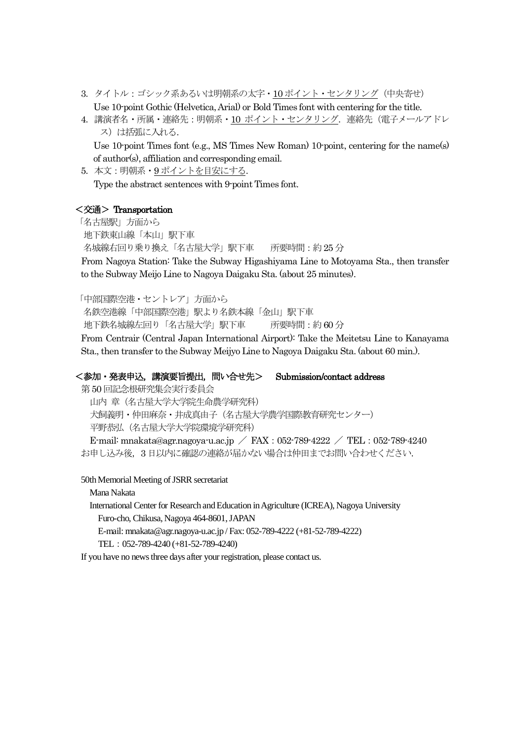3. タイトル：ゴシック系あるいは明朝系の太字・10 ポイント・センタリング（中央寄せ）
   Use 10-point Gothic (Helvetica, Arial) or Bold Times font with centering for the title.
4. 講演者名・所属・連絡先：明朝系・10 ポイント・センタリング．連絡先（電子メールアドレス）は括弧に入れる．
   Use 10-point Times font (e.g., MS Times New Roman) 10-point, centering for the name(s) of author(s), affiliation and corresponding email.
5. 本文：明朝系・9 ポイントを目安にする．
   Type the abstract sentences with 9-point Times font.

## ＜交通＞ Transportation

「名古屋駅」方面から
　地下鉄東山線「本山」駅下車
　名城線右回り乗り換え「名古屋大学」駅下車　　所要時間：約 25 分
From Nagoya Station: Take the Subway Higashiyama Line to Motoyama Sta., then transfer to the Subway Meijo Line to Nagoya Daigaku Sta. (about 25 minutes).

「中部国際空港・セントレア」方面から
　名鉄空港線「中部国際空港」駅より名鉄本線「金山」駅下車
　地下鉄名城線左回り「名古屋大学」駅下車　　所要時間：約 60 分
From Centrair (Central Japan International Airport): Take the Meitetsu Line to Kanayama Sta., then transfer to the Subway Meijyo Line to Nagoya Daigaku Sta. (about 60 min.).

## ＜参加・発表申込，講演要旨提出，問い合せ先＞　Submission/contact address

第 50 回記念根研究集会実行委員会
　山内 章（名古屋大学大学院生命農学研究科）
　犬飼義明・仲田麻奈・井成真由子（名古屋大学農学国際教育研究センター）
　平野恭弘（名古屋大学大学院環境学研究科）
　E-mail: mnakata@agr.nagoya-u.ac.jp ／ FAX：052-789-4222 ／ TEL：052-789-4240
お申し込み後，3 日以内に確認の連絡が届かない場合は仲田までお問い合わせください．

50th Memorial Meeting of JSRR secretariat
　Mana Nakata
　International Center for Research and Education in Agriculture (ICREA), Nagoya University
　　Furo-cho, Chikusa, Nagoya 464-8601, JAPAN
　　E-mail: mnakata@agr.nagoya-u.ac.jp / Fax: 052-789-4222 (+81-52-789-4222)
　　TEL：052-789-4240 (+81-52-789-4240)
If you have no news three days after your registration, please contact us.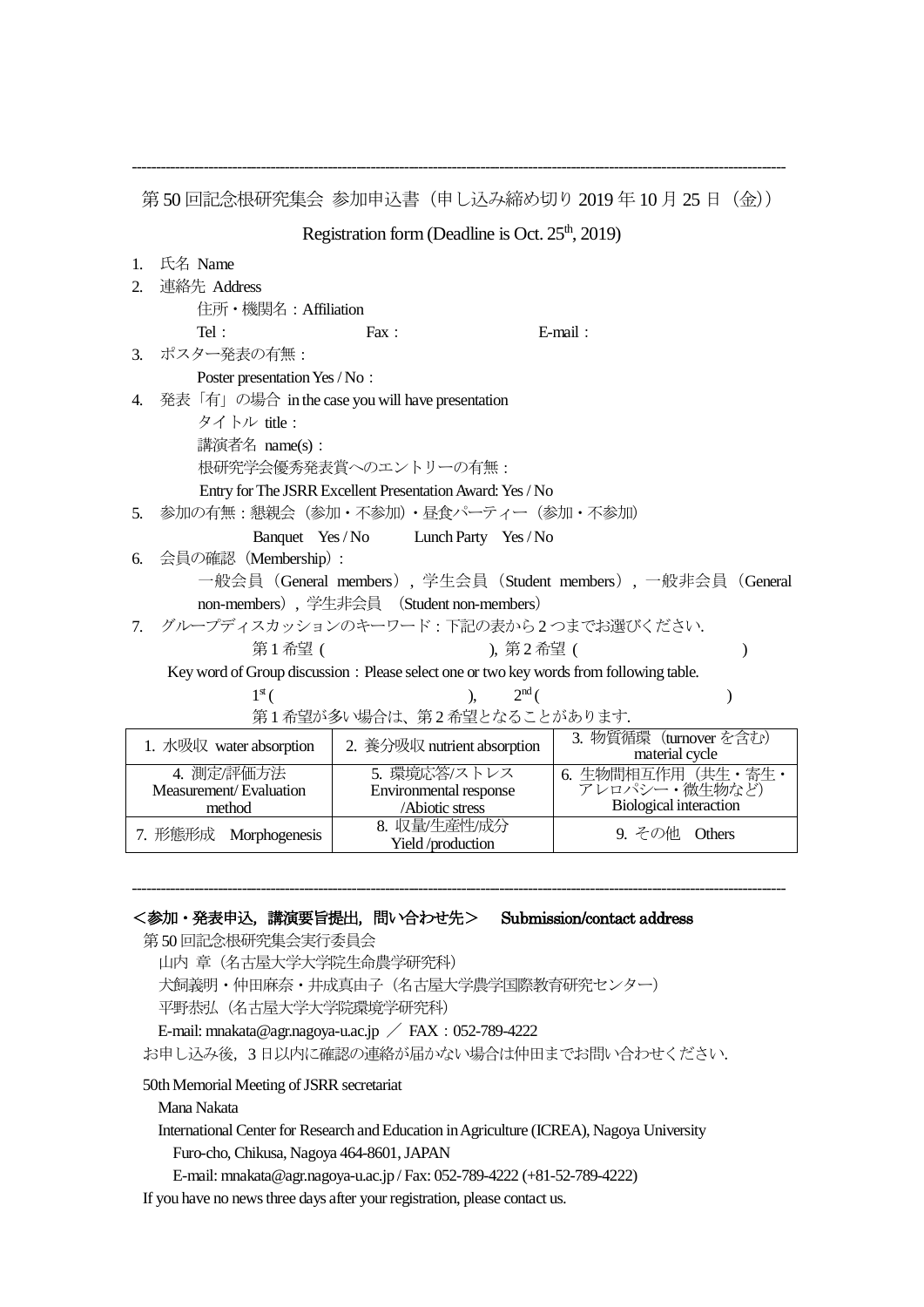第 50 回記念根研究集会 参加申込書（申し込み締め切り 2019 年 10 月 25 日（金））

Registration form (Deadline is Oct. 25th, 2019)

1. 氏名 Name
2. 連絡先 Address
   住所・機関名：Affiliation
   Tel： Fax： E-mail：
3. ポスター発表の有無：
   Poster presentation Yes / No：
4. 発表「有」の場合 in the case you will have presentation
   タイトル title：
   講演者名 name(s)：
   根研究学会優秀発表賞へのエントリーの有無：
   Entry for The JSRR Excellent Presentation Award: Yes / No
5. 参加の有無：懇親会（参加・不参加）・昼食パーティー（参加・不参加）
   Banquet Yes / No Lunch Party Yes / No
6. 会員の確認（Membership）：
   一般会員（General members），学生会員（Student members），一般非会員（General non-members），学生非会員 （Student non-members）
7. グループディスカッションのキーワード：下記の表から 2 つまでお選びください.
   第 1 希望 ( ), 第 2 希望 ( )
   Key word of Group discussion：Please select one or two key words from following table.
   1st ( ), 2nd ( )
   第 1 希望が多い場合は、第 2 希望となることがあります.

| | | |
|---|---|---|
| 1. 水吸収 water absorption | 2. 養分吸収 nutrient absorption | 3. 物質循環（turnover を含む）material cycle |
| 4. 測定/評価方法 Measurement/ Evaluation method | 5. 環境応答/ストレス Environmental response /Abiotic stress | 6. 生物間相互作用（共生・寄生・アレロパシー・微生物など）Biological interaction |
| 7. 形態形成 Morphogenesis | 8. 収量/生産性/成分 Yield /production | 9. その他 Others |

**＜参加・発表申込，講演要旨提出，問い合わせ先＞ Submission/contact address**

第 50 回記念根研究集会実行委員会

山内 章（名古屋大学大学院生命農学研究科）

犬飼義明・仲田麻奈・井成真由子（名古屋大学農学国際教育研究センター）

平野恭弘（名古屋大学大学院環境学研究科）

E-mail: mnakata@agr.nagoya-u.ac.jp ／ FAX：052-789-4222

お申し込み後，3 日以内に確認の連絡が届かない場合は仲田までお問い合わせください.

50th Memorial Meeting of JSRR secretariat

Mana Nakata

International Center for Research and Education in Agriculture (ICREA), Nagoya University

Furo-cho, Chikusa, Nagoya 464-8601, JAPAN

E-mail: mnakata@agr.nagoya-u.ac.jp / Fax: 052-789-4222 (+81-52-789-4222)

If you have no news three days after your registration, please contact us.